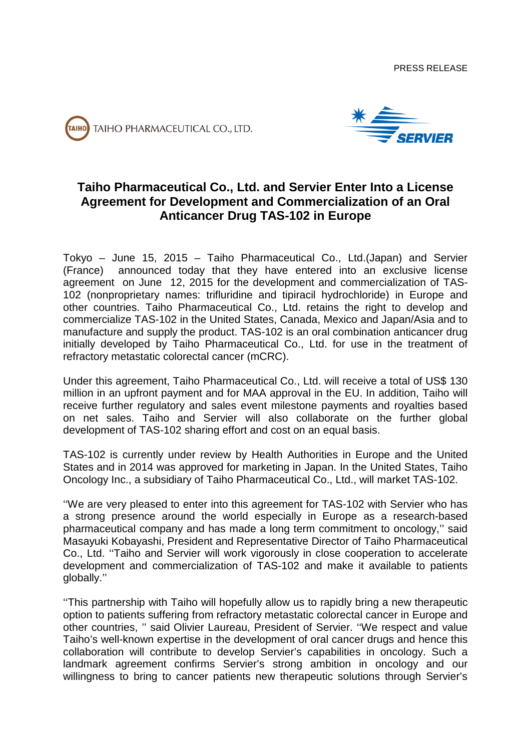PRESS RELEASE

TAIHO PHARMACEUTICAL CO., LTD.

SERVIER

# Taiho Pharmaceutical Co., Ltd. and Servier Enter Into a License Agreement for Development and Commercialization of an Oral Anticancer Drug TAS-102 in Europe

Tokyo – June 15, 2015 – Taiho Pharmaceutical Co., Ltd.(Japan) and Servier (France) announced today that they have entered into an exclusive license agreement on June 12, 2015 for the development and commercialization of TAS-102 (nonproprietary names: trifluridine and tipiracil hydrochloride) in Europe and other countries. Taiho Pharmaceutical Co., Ltd. retains the right to develop and commercialize TAS-102 in the United States, Canada, Mexico and Japan/Asia and to manufacture and supply the product. TAS-102 is an oral combination anticancer drug initially developed by Taiho Pharmaceutical Co., Ltd. for use in the treatment of refractory metastatic colorectal cancer (mCRC).

Under this agreement, Taiho Pharmaceutical Co., Ltd. will receive a total of US$ 130 million in an upfront payment and for MAA approval in the EU. In addition, Taiho will receive further regulatory and sales event milestone payments and royalties based on net sales. Taiho and Servier will also collaborate on the further global development of TAS-102 sharing effort and cost on an equal basis.

TAS-102 is currently under review by Health Authorities in Europe and the United States and in 2014 was approved for marketing in Japan. In the United States, Taiho Oncology Inc., a subsidiary of Taiho Pharmaceutical Co., Ltd., will market TAS-102.

''We are very pleased to enter into this agreement for TAS-102 with Servier who has a strong presence around the world especially in Europe as a research-based pharmaceutical company and has made a long term commitment to oncology,'' said Masayuki Kobayashi, President and Representative Director of Taiho Pharmaceutical Co., Ltd. ''Taiho and Servier will work vigorously in close cooperation to accelerate development and commercialization of TAS-102 and make it available to patients globally.''

''This partnership with Taiho will hopefully allow us to rapidly bring a new therapeutic option to patients suffering from refractory metastatic colorectal cancer in Europe and other countries, '' said Olivier Laureau, President of Servier. ''We respect and value Taiho's well-known expertise in the development of oral cancer drugs and hence this collaboration will contribute to develop Servier's capabilities in oncology. Such a landmark agreement confirms Servier's strong ambition in oncology and our willingness to bring to cancer patients new therapeutic solutions through Servier's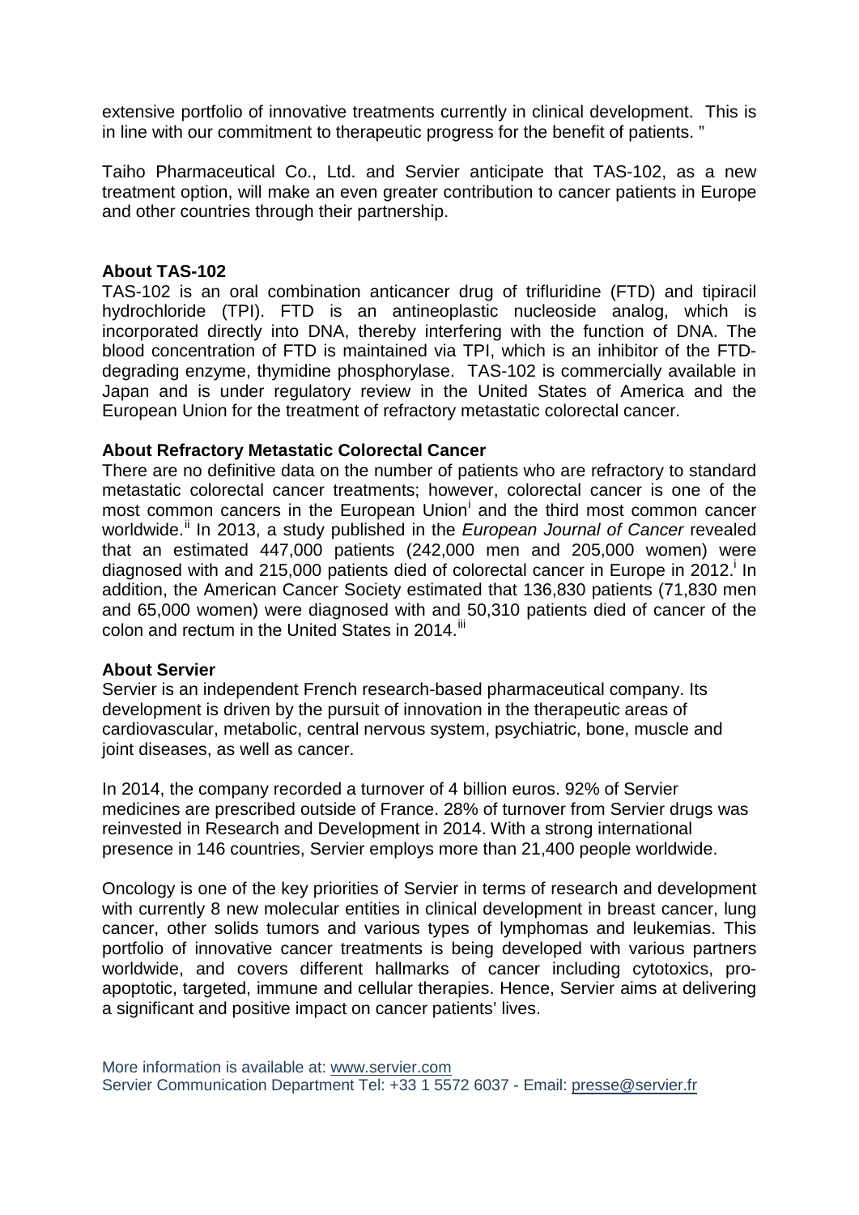extensive portfolio of innovative treatments currently in clinical development. This is in line with our commitment to therapeutic progress for the benefit of patients. "

Taiho Pharmaceutical Co., Ltd. and Servier anticipate that TAS-102, as a new treatment option, will make an even greater contribution to cancer patients in Europe and other countries through their partnership.

**About TAS-102**

TAS-102 is an oral combination anticancer drug of trifluridine (FTD) and tipiracil hydrochloride (TPI). FTD is an antineoplastic nucleoside analog, which is incorporated directly into DNA, thereby interfering with the function of DNA. The blood concentration of FTD is maintained via TPI, which is an inhibitor of the FTD-degrading enzyme, thymidine phosphorylase. TAS-102 is commercially available in Japan and is under regulatory review in the United States of America and the European Union for the treatment of refractory metastatic colorectal cancer.

**About Refractory Metastatic Colorectal Cancer**

There are no definitive data on the number of patients who are refractory to standard metastatic colorectal cancer treatments; however, colorectal cancer is one of the most common cancers in the European Union[i] and the third most common cancer worldwide.[ii] In 2013, a study published in the *European Journal of Cancer* revealed that an estimated 447,000 patients (242,000 men and 205,000 women) were diagnosed with and 215,000 patients died of colorectal cancer in Europe in 2012.[i] In addition, the American Cancer Society estimated that 136,830 patients (71,830 men and 65,000 women) were diagnosed with and 50,310 patients died of cancer of the colon and rectum in the United States in 2014.[iii]

**About Servier**

Servier is an independent French research-based pharmaceutical company. Its development is driven by the pursuit of innovation in the therapeutic areas of cardiovascular, metabolic, central nervous system, psychiatric, bone, muscle and joint diseases, as well as cancer.

In 2014, the company recorded a turnover of 4 billion euros. 92% of Servier medicines are prescribed outside of France. 28% of turnover from Servier drugs was reinvested in Research and Development in 2014. With a strong international presence in 146 countries, Servier employs more than 21,400 people worldwide.

Oncology is one of the key priorities of Servier in terms of research and development with currently 8 new molecular entities in clinical development in breast cancer, lung cancer, other solids tumors and various types of lymphomas and leukemias. This portfolio of innovative cancer treatments is being developed with various partners worldwide, and covers different hallmarks of cancer including cytotoxics, pro-apoptotic, targeted, immune and cellular therapies. Hence, Servier aims at delivering a significant and positive impact on cancer patients' lives.

More information is available at: www.servier.com
Servier Communication Department Tel: +33 1 5572 6037 - Email: presse@servier.fr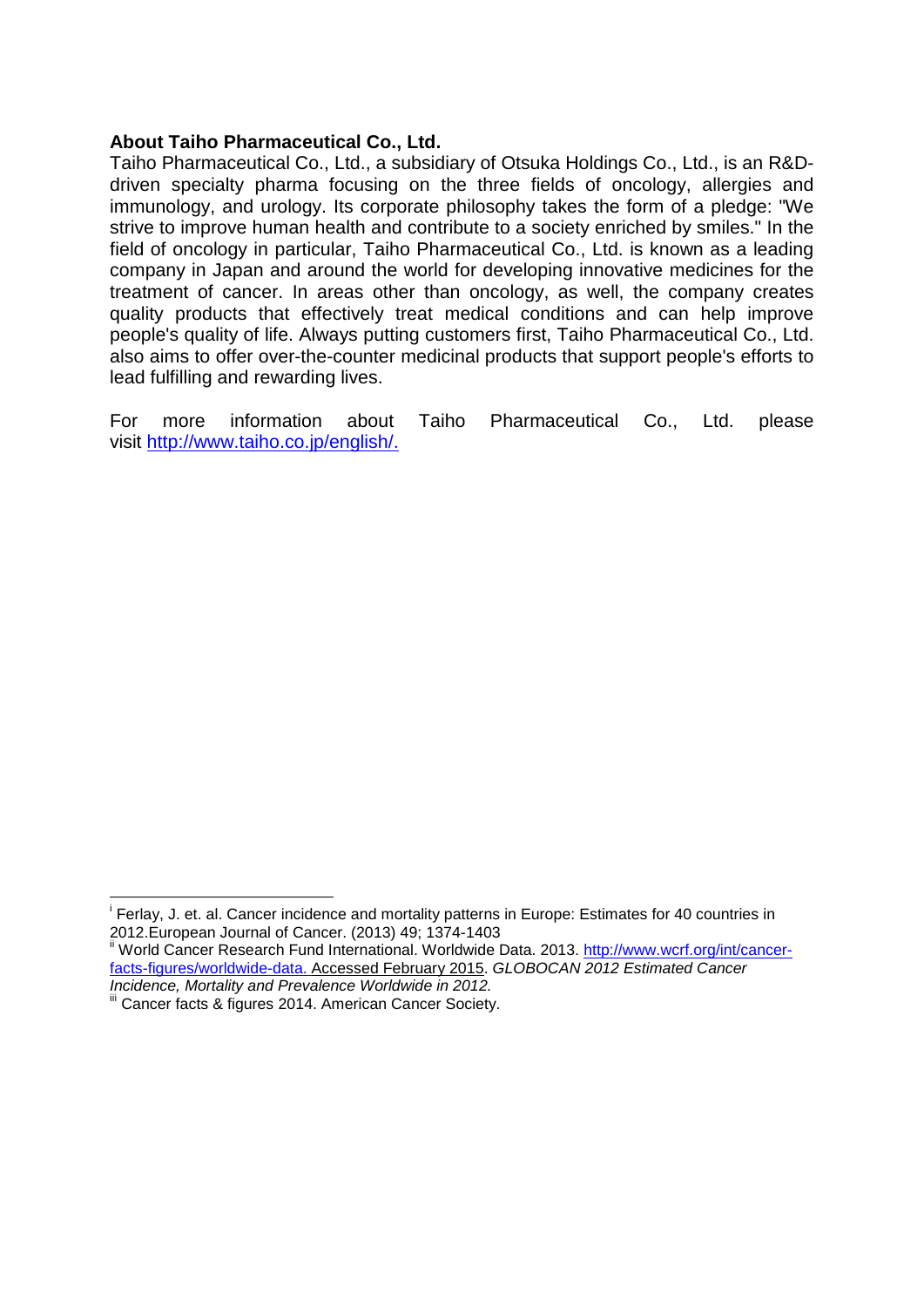**About Taiho Pharmaceutical Co., Ltd.**

Taiho Pharmaceutical Co., Ltd., a subsidiary of Otsuka Holdings Co., Ltd., is an R&D-driven specialty pharma focusing on the three fields of oncology, allergies and immunology, and urology. Its corporate philosophy takes the form of a pledge: "We strive to improve human health and contribute to a society enriched by smiles." In the field of oncology in particular, Taiho Pharmaceutical Co., Ltd. is known as a leading company in Japan and around the world for developing innovative medicines for the treatment of cancer. In areas other than oncology, as well, the company creates quality products that effectively treat medical conditions and can help improve people's quality of life. Always putting customers first, Taiho Pharmaceutical Co., Ltd. also aims to offer over-the-counter medicinal products that support people's efforts to lead fulfilling and rewarding lives.

For more information about Taiho Pharmaceutical Co., Ltd. please visit http://www.taiho.co.jp/english/.

---

[i] Ferlay, J. et. al. Cancer incidence and mortality patterns in Europe: Estimates for 40 countries in 2012.European Journal of Cancer. (2013) 49; 1374-1403

[ii] World Cancer Research Fund International. Worldwide Data. 2013. http://www.wcrf.org/int/cancer-facts-figures/worldwide-data. Accessed February 2015. *GLOBOCAN 2012 Estimated Cancer Incidence, Mortality and Prevalence Worldwide in 2012.*

[iii] Cancer facts & figures 2014. American Cancer Society.